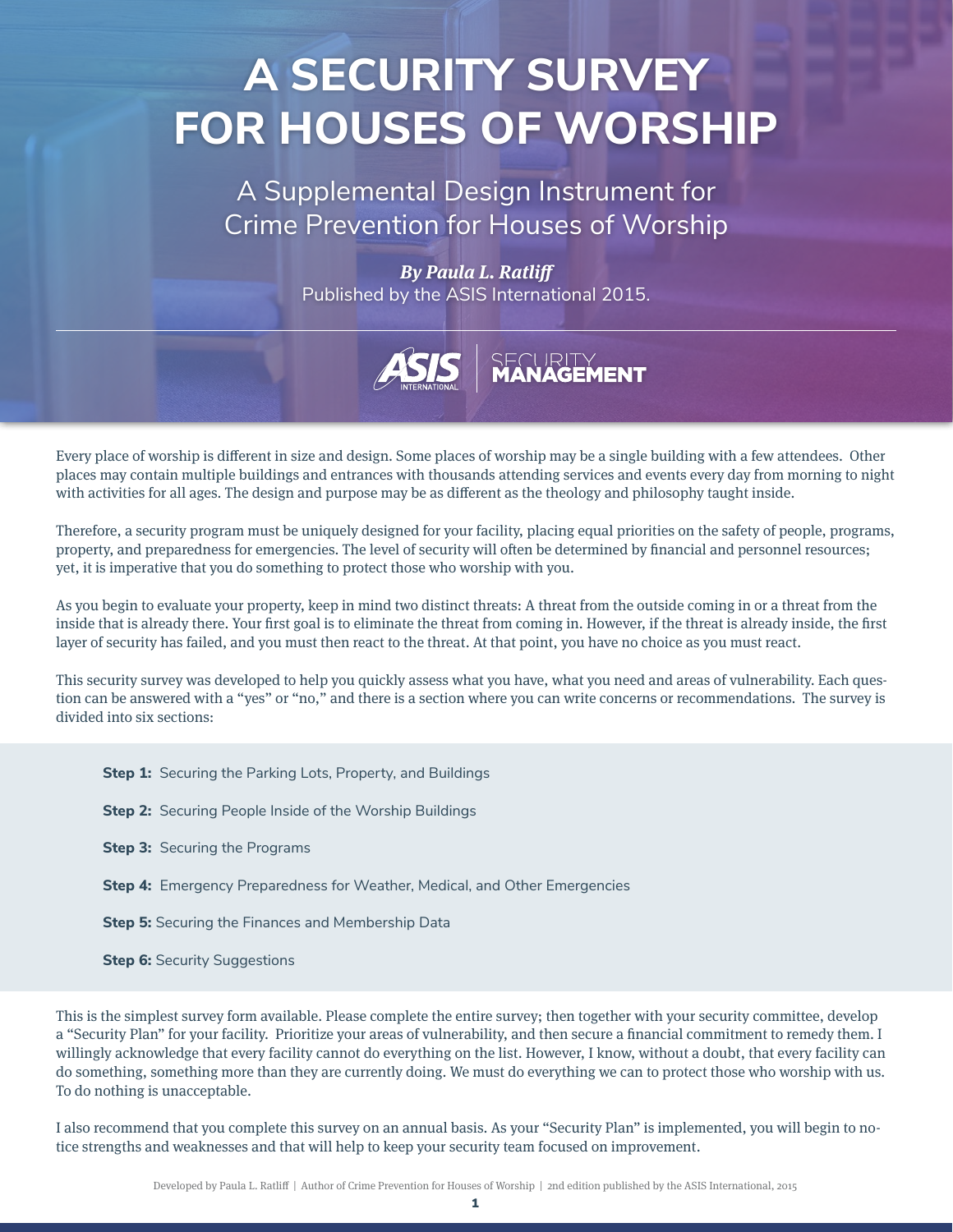# A SECURITY SURVEY FOR HOUSES OF WORSHIP

## A Supplemental Design Instrument for Crime Prevention for Houses of Worship

***By Paula L. Ratliff***
Published by the ASIS International 2015.

ASIS INTERNATIONAL | SECURITY MANAGEMENT

Every place of worship is different in size and design. Some places of worship may be a single building with a few attendees. Other places may contain multiple buildings and entrances with thousands attending services and events every day from morning to night with activities for all ages. The design and purpose may be as different as the theology and philosophy taught inside.

Therefore, a security program must be uniquely designed for your facility, placing equal priorities on the safety of people, programs, property, and preparedness for emergencies. The level of security will often be determined by financial and personnel resources; yet, it is imperative that you do something to protect those who worship with you.

As you begin to evaluate your property, keep in mind two distinct threats: A threat from the outside coming in or a threat from the inside that is already there. Your first goal is to eliminate the threat from coming in. However, if the threat is already inside, the first layer of security has failed, and you must then react to the threat. At that point, you have no choice as you must react.

This security survey was developed to help you quickly assess what you have, what you need and areas of vulnerability. Each question can be answered with a "yes" or "no," and there is a section where you can write concerns or recommendations. The survey is divided into six sections:

**Step 1:** Securing the Parking Lots, Property, and Buildings

**Step 2:** Securing People Inside of the Worship Buildings

**Step 3:** Securing the Programs

**Step 4:** Emergency Preparedness for Weather, Medical, and Other Emergencies

**Step 5:** Securing the Finances and Membership Data

**Step 6:** Security Suggestions

This is the simplest survey form available. Please complete the entire survey; then together with your security committee, develop a "Security Plan" for your facility. Prioritize your areas of vulnerability, and then secure a financial commitment to remedy them. I willingly acknowledge that every facility cannot do everything on the list. However, I know, without a doubt, that every facility can do something, something more than they are currently doing. We must do everything we can to protect those who worship with us. To do nothing is unacceptable.

I also recommend that you complete this survey on an annual basis. As your "Security Plan" is implemented, you will begin to notice strengths and weaknesses and that will help to keep your security team focused on improvement.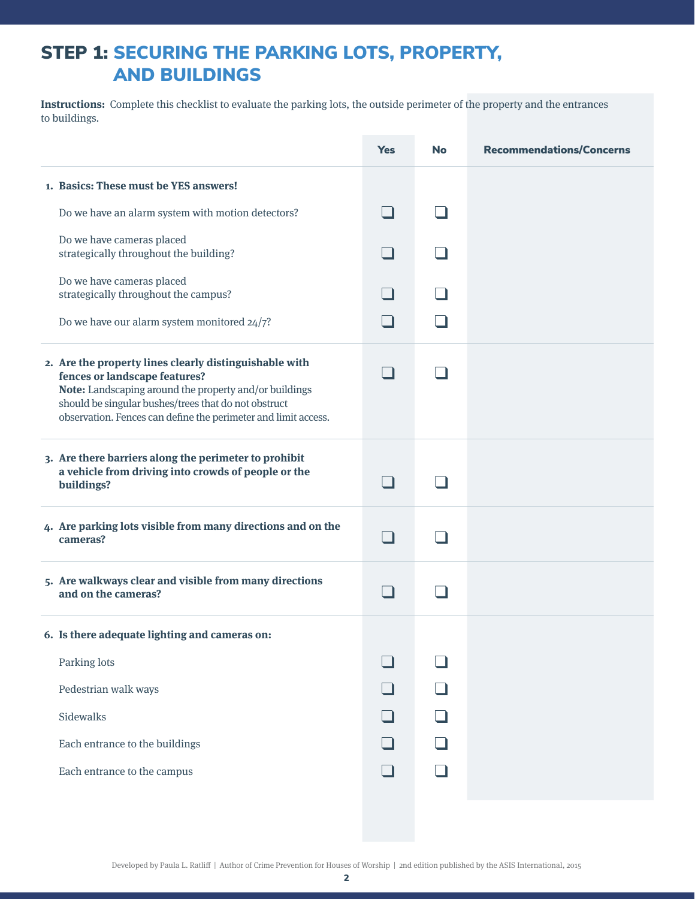# STEP 1: SECURING THE PARKING LOTS, PROPERTY, AND BUILDINGS

**Instructions:** Complete this checklist to evaluate the parking lots, the outside perimeter of the property and the entrances to buildings.

| | Yes | No | Recommendations/Concerns |
|---|---|---|---|
| **1. Basics: These must be YES answers!** | | | |
| Do we have an alarm system with motion detectors? | ❑ | ❑ | |
| Do we have cameras placed strategically throughout the building? | ❑ | ❑ | |
| Do we have cameras placed strategically throughout the campus? | ❑ | ❑ | |
| Do we have our alarm system monitored 24/7? | ❑ | ❑ | |
| **2. Are the property lines clearly distinguishable with fences or landscape features?** **Note:** Landscaping around the property and/or buildings should be singular bushes/trees that do not obstruct observation. Fences can define the perimeter and limit access. | ❑ | ❑ | |
| **3. Are there barriers along the perimeter to prohibit a vehicle from driving into crowds of people or the buildings?** | ❑ | ❑ | |
| **4. Are parking lots visible from many directions and on the cameras?** | ❑ | ❑ | |
| **5. Are walkways clear and visible from many directions and on the cameras?** | ❑ | ❑ | |
| **6. Is there adequate lighting and cameras on:** | | | |
| Parking lots | ❑ | ❑ | |
| Pedestrian walk ways | ❑ | ❑ | |
| Sidewalks | ❑ | ❑ | |
| Each entrance to the buildings | ❑ | ❑ | |
| Each entrance to the campus | ❑ | ❑ | |

Developed by Paula L. Ratliff | Author of Crime Prevention for Houses of Worship | 2nd edition published by the ASIS International, 2015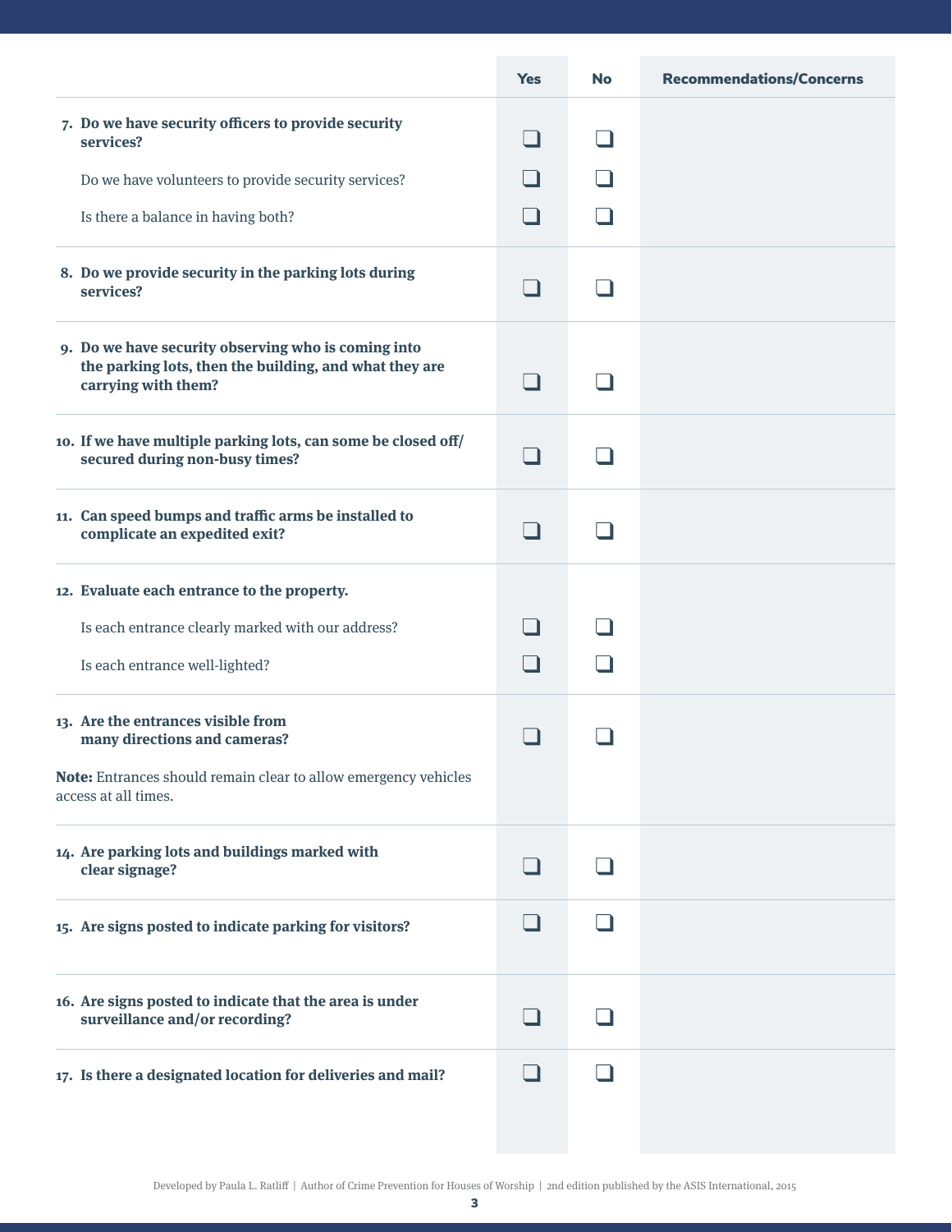| | Yes | No | Recommendations/Concerns |
|---|---|---|---|
| **7. Do we have security officers to provide security services?** | ❑ | ❑ | |
| Do we have volunteers to provide security services? | ❑ | ❑ | |
| Is there a balance in having both? | ❑ | ❑ | |
| **8. Do we provide security in the parking lots during services?** | ❑ | ❑ | |
| **9. Do we have security observing who is coming into the parking lots, then the building, and what they are carrying with them?** | ❑ | ❑ | |
| **10. If we have multiple parking lots, can some be closed off/ secured during non-busy times?** | ❑ | ❑ | |
| **11. Can speed bumps and traffic arms be installed to complicate an expedited exit?** | ❑ | ❑ | |
| **12. Evaluate each entrance to the property.** | | | |
| Is each entrance clearly marked with our address? | ❑ | ❑ | |
| Is each entrance well-lighted? | ❑ | ❑ | |
| **13. Are the entrances visible from many directions and cameras?** | ❑ | ❑ | |
| **Note:** Entrances should remain clear to allow emergency vehicles access at all times. | | | |
| **14. Are parking lots and buildings marked with clear signage?** | ❑ | ❑ | |
| **15. Are signs posted to indicate parking for visitors?** | ❑ | ❑ | |
| **16. Are signs posted to indicate that the area is under surveillance and/or recording?** | ❑ | ❑ | |
| **17. Is there a designated location for deliveries and mail?** | ❑ | ❑ | |

Developed by Paula L. Ratliff | Author of Crime Prevention for Houses of Worship | 2nd edition published by the ASIS International, 2015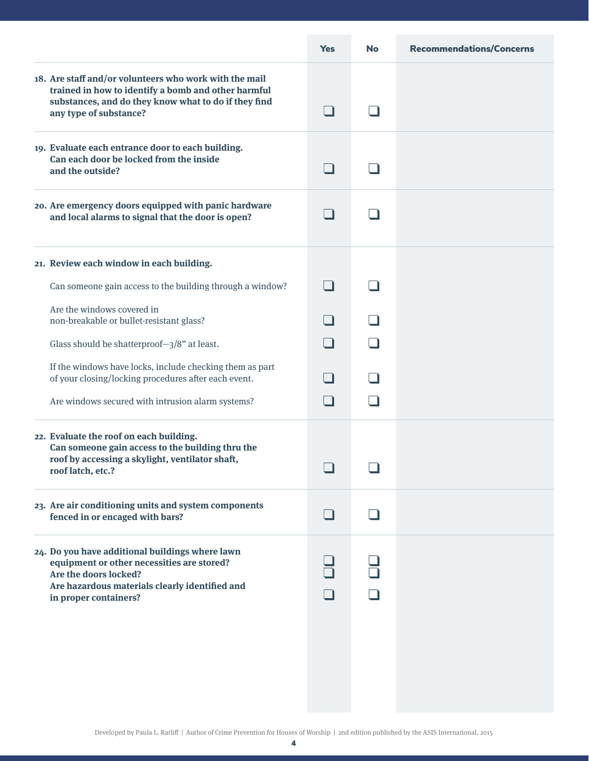| | Yes | No | Recommendations/Concerns |
|---|---|---|---|
| **18. Are staff and/or volunteers who work with the mail trained in how to identify a bomb and other harmful substances, and do they know what to do if they find any type of substance?** | ❑ | ❑ | |
| **19. Evaluate each entrance door to each building. Can each door be locked from the inside and the outside?** | ❑ | ❑ | |
| **20. Are emergency doors equipped with panic hardware and local alarms to signal that the door is open?** | ❑ | ❑ | |
| **21. Review each window in each building.** | | | |
| Can someone gain access to the building through a window? | ❑ | ❑ | |
| Are the windows covered in non-breakable or bullet-resistant glass? | ❑ | ❑ | |
| Glass should be shatterproof—3/8" at least. | ❑ | ❑ | |
| If the windows have locks, include checking them as part of your closing/locking procedures after each event. | ❑ | ❑ | |
| Are windows secured with intrusion alarm systems? | ❑ | ❑ | |
| **22. Evaluate the roof on each building. Can someone gain access to the building thru the roof by accessing a skylight, ventilator shaft, roof latch, etc.?** | ❑ | ❑ | |
| **23. Are air conditioning units and system components fenced in or encaged with bars?** | ❑ | ❑ | |
| **24. Do you have additional buildings where lawn equipment or other necessities are stored?** | ❑ | ❑ | |
| **Are the doors locked?** | ❑ | ❑ | |
| **Are hazardous materials clearly identified and in proper containers?** | ❑ | ❑ | |

Developed by Paula L. Ratliff | Author of Crime Prevention for Houses of Worship | 2nd edition published by the ASIS International, 2015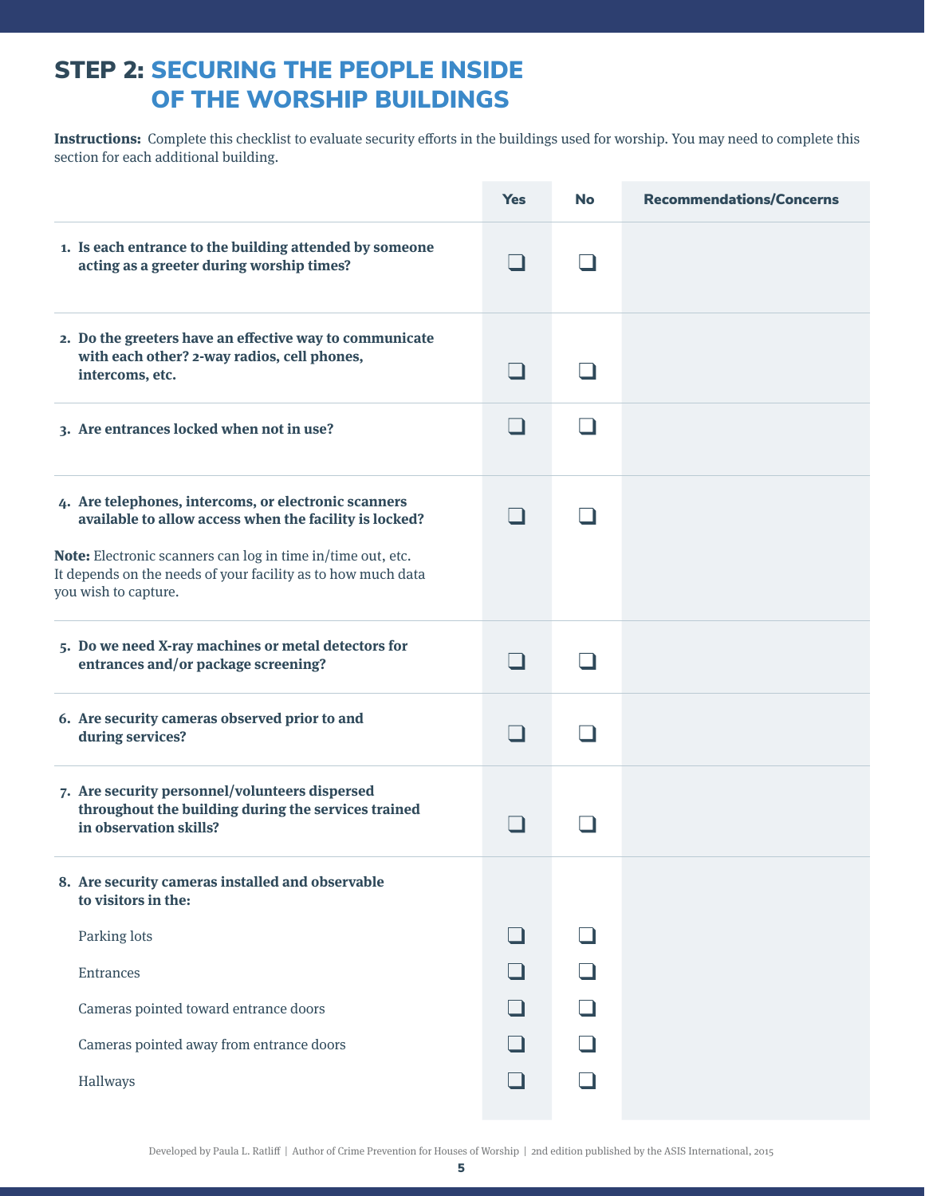# STEP 2: SECURING THE PEOPLE INSIDE OF THE WORSHIP BUILDINGS

**Instructions:** Complete this checklist to evaluate security efforts in the buildings used for worship. You may need to complete this section for each additional building.

| | Yes | No | Recommendations/Concerns |
|---|---|---|---|
| **1. Is each entrance to the building attended by someone acting as a greeter during worship times?** | ❑ | ❑ | |
| **2. Do the greeters have an effective way to communicate with each other? 2-way radios, cell phones, intercoms, etc.** | ❑ | ❑ | |
| **3. Are entrances locked when not in use?** | ❑ | ❑ | |
| **4. Are telephones, intercoms, or electronic scanners available to allow access when the facility is locked?**<br><br>**Note:** Electronic scanners can log in time in/time out, etc. It depends on the needs of your facility as to how much data you wish to capture. | ❑ | ❑ | |
| **5. Do we need X-ray machines or metal detectors for entrances and/or package screening?** | ❑ | ❑ | |
| **6. Are security cameras observed prior to and during services?** | ❑ | ❑ | |
| **7. Are security personnel/volunteers dispersed throughout the building during the services trained in observation skills?** | ❑ | ❑ | |
| **8. Are security cameras installed and observable to visitors in the:** | | | |
| Parking lots | ❑ | ❑ | |
| Entrances | ❑ | ❑ | |
| Cameras pointed toward entrance doors | ❑ | ❑ | |
| Cameras pointed away from entrance doors | ❑ | ❑ | |
| Hallways | ❑ | ❑ | |

Developed by Paula L. Ratliff | Author of Crime Prevention for Houses of Worship | 2nd edition published by the ASIS International, 2015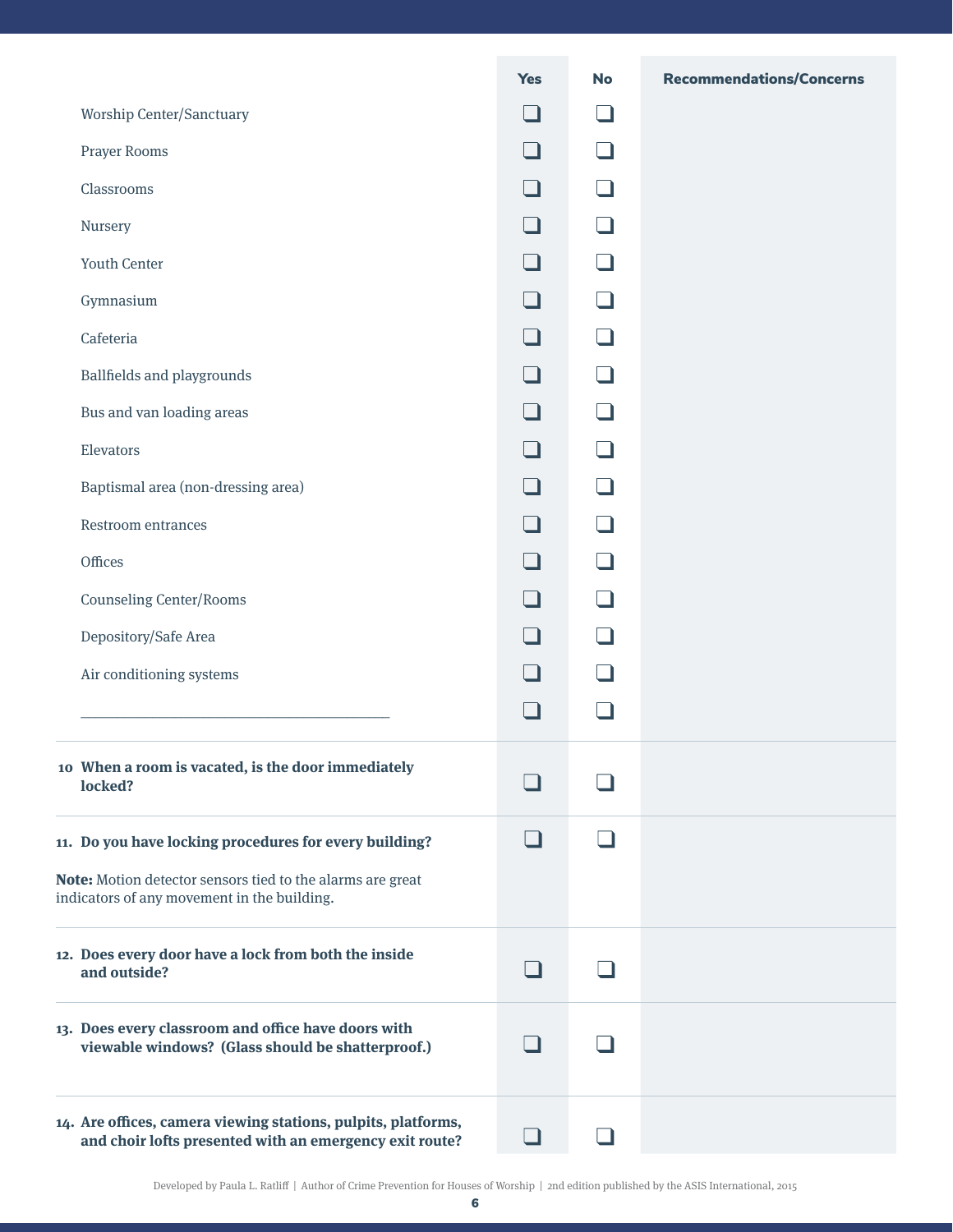| | Yes | No | Recommendations/Concerns |
|---|---|---|---|
| Worship Center/Sanctuary | ❑ | ❑ | |
| Prayer Rooms | ❑ | ❑ | |
| Classrooms | ❑ | ❑ | |
| Nursery | ❑ | ❑ | |
| Youth Center | ❑ | ❑ | |
| Gymnasium | ❑ | ❑ | |
| Cafeteria | ❑ | ❑ | |
| Ballfields and playgrounds | ❑ | ❑ | |
| Bus and van loading areas | ❑ | ❑ | |
| Elevators | ❑ | ❑ | |
| Baptismal area (non-dressing area) | ❑ | ❑ | |
| Restroom entrances | ❑ | ❑ | |
| Offices | ❑ | ❑ | |
| Counseling Center/Rooms | ❑ | ❑ | |
| Depository/Safe Area | ❑ | ❑ | |
| Air conditioning systems | ❑ | ❑ | |
| ________________________________________ | ❑ | ❑ | |
| **10 When a room is vacated, is the door immediately locked?** | ❑ | ❑ | |
| **11. Do you have locking procedures for every building?** <br><br> **Note:** Motion detector sensors tied to the alarms are great indicators of any movement in the building. | ❑ | ❑ | |
| **12. Does every door have a lock from both the inside and outside?** | ❑ | ❑ | |
| **13. Does every classroom and office have doors with viewable windows? (Glass should be shatterproof.)** | ❑ | ❑ | |
| **14. Are offices, camera viewing stations, pulpits, platforms, and choir lofts presented with an emergency exit route?** | ❑ | ❑ | |

Developed by Paula L. Ratliff | Author of Crime Prevention for Houses of Worship | 2nd edition published by the ASIS International, 2015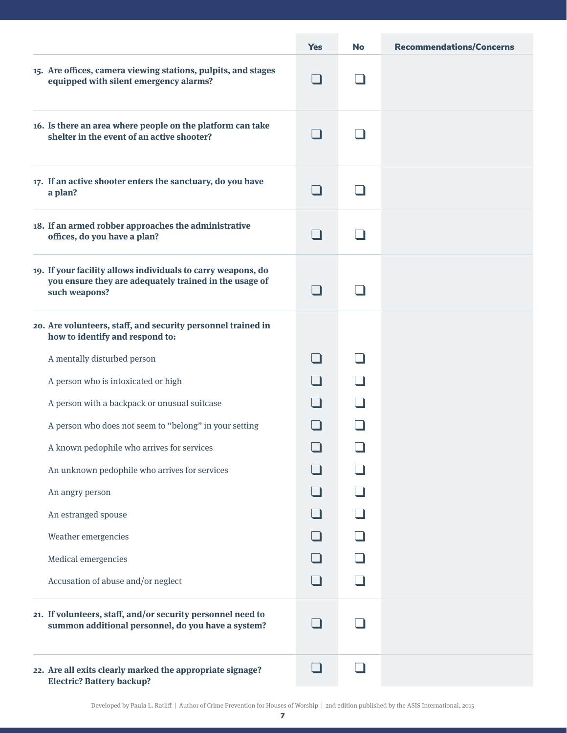| | Yes | No | Recommendations/Concerns |
|---|---|---|---|
| **15. Are offices, camera viewing stations, pulpits, and stages equipped with silent emergency alarms?** | ❑ | ❑ | |
| **16. Is there an area where people on the platform can take shelter in the event of an active shooter?** | ❑ | ❑ | |
| **17. If an active shooter enters the sanctuary, do you have a plan?** | ❑ | ❑ | |
| **18. If an armed robber approaches the administrative offices, do you have a plan?** | ❑ | ❑ | |
| **19. If your facility allows individuals to carry weapons, do you ensure they are adequately trained in the usage of such weapons?** | ❑ | ❑ | |
| **20. Are volunteers, staff, and security personnel trained in how to identify and respond to:** | | | |
| A mentally disturbed person | ❑ | ❑ | |
| A person who is intoxicated or high | ❑ | ❑ | |
| A person with a backpack or unusual suitcase | ❑ | ❑ | |
| A person who does not seem to "belong" in your setting | ❑ | ❑ | |
| A known pedophile who arrives for services | ❑ | ❑ | |
| An unknown pedophile who arrives for services | ❑ | ❑ | |
| An angry person | ❑ | ❑ | |
| An estranged spouse | ❑ | ❑ | |
| Weather emergencies | ❑ | ❑ | |
| Medical emergencies | ❑ | ❑ | |
| Accusation of abuse and/or neglect | ❑ | ❑ | |
| **21. If volunteers, staff, and/or security personnel need to summon additional personnel, do you have a system?** | ❑ | ❑ | |
| **22. Are all exits clearly marked the appropriate signage? Electric? Battery backup?** | ❑ | ❑ | |

Developed by Paula L. Ratliff | Author of Crime Prevention for Houses of Worship | 2nd edition published by the ASIS International, 2015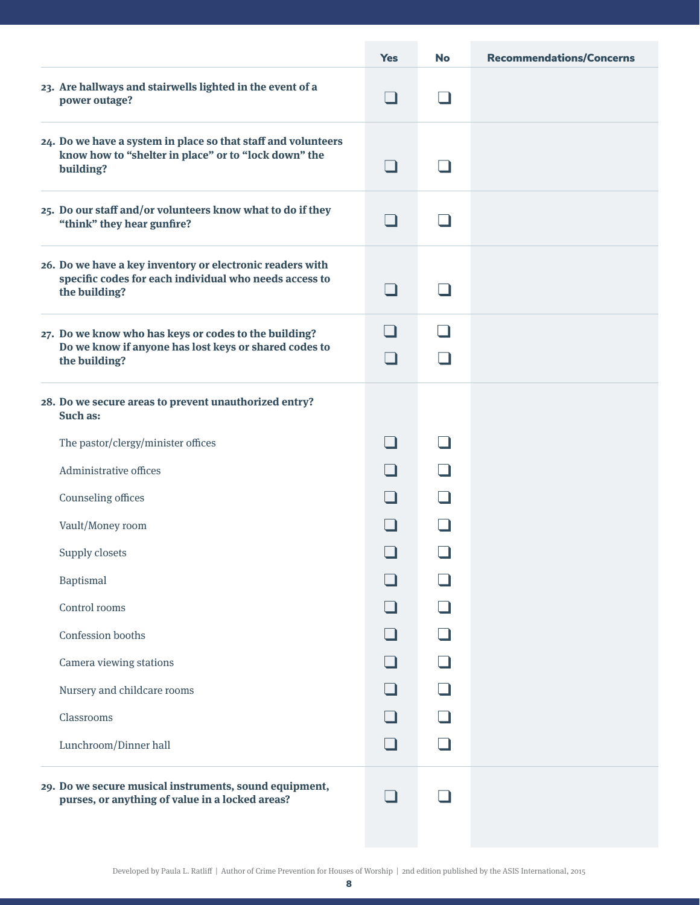| | Yes | No | Recommendations/Concerns |
|---|---|---|---|
| **23. Are hallways and stairwells lighted in the event of a power outage?** | ❑ | ❑ | |
| **24. Do we have a system in place so that staff and volunteers know how to "shelter in place" or to "lock down" the building?** | ❑ | ❑ | |
| **25. Do our staff and/or volunteers know what to do if they "think" they hear gunfire?** | ❑ | ❑ | |
| **26. Do we have a key inventory or electronic readers with specific codes for each individual who needs access to the building?** | ❑ | ❑ | |
| **27. Do we know who has keys or codes to the building?** | ❑ | ❑ | |
| **Do we know if anyone has lost keys or shared codes to the building?** | ❑ | ❑ | |
| **28. Do we secure areas to prevent unauthorized entry? Such as:** | | | |
| The pastor/clergy/minister offices | ❑ | ❑ | |
| Administrative offices | ❑ | ❑ | |
| Counseling offices | ❑ | ❑ | |
| Vault/Money room | ❑ | ❑ | |
| Supply closets | ❑ | ❑ | |
| Baptismal | ❑ | ❑ | |
| Control rooms | ❑ | ❑ | |
| Confession booths | ❑ | ❑ | |
| Camera viewing stations | ❑ | ❑ | |
| Nursery and childcare rooms | ❑ | ❑ | |
| Classrooms | ❑ | ❑ | |
| Lunchroom/Dinner hall | ❑ | ❑ | |
| **29. Do we secure musical instruments, sound equipment, purses, or anything of value in a locked areas?** | ❑ | ❑ | |

Developed by Paula L. Ratliff | Author of Crime Prevention for Houses of Worship | 2nd edition published by the ASIS International, 2015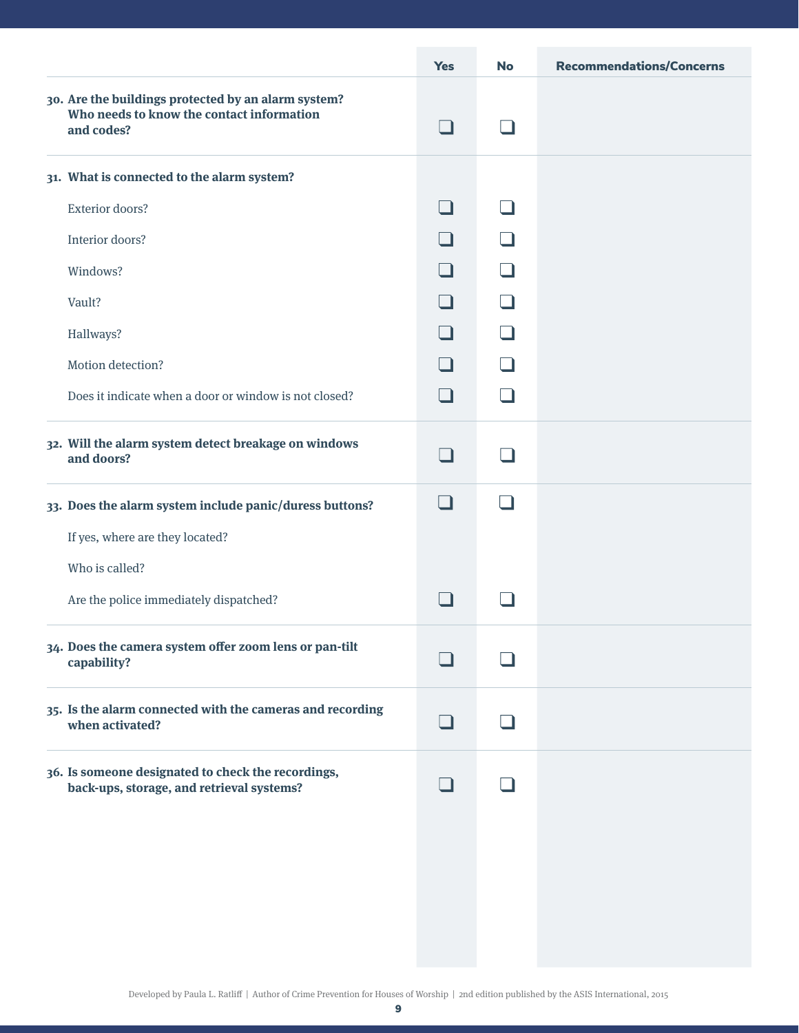| | Yes | No | Recommendations/Concerns |
|---|---|---|---|
| **30. Are the buildings protected by an alarm system? Who needs to know the contact information and codes?** | ❑ | ❑ | |
| **31. What is connected to the alarm system?** | | | |
| Exterior doors? | ❑ | ❑ | |
| Interior doors? | ❑ | ❑ | |
| Windows? | ❑ | ❑ | |
| Vault? | ❑ | ❑ | |
| Hallways? | ❑ | ❑ | |
| Motion detection? | ❑ | ❑ | |
| Does it indicate when a door or window is not closed? | ❑ | ❑ | |
| **32. Will the alarm system detect breakage on windows and doors?** | ❑ | ❑ | |
| **33. Does the alarm system include panic/duress buttons?** | ❑ | ❑ | |
| If yes, where are they located? | | | |
| Who is called? | | | |
| Are the police immediately dispatched? | ❑ | ❑ | |
| **34. Does the camera system offer zoom lens or pan-tilt capability?** | ❑ | ❑ | |
| **35. Is the alarm connected with the cameras and recording when activated?** | ❑ | ❑ | |
| **36. Is someone designated to check the recordings, back-ups, storage, and retrieval systems?** | ❑ | ❑ | |

Developed by Paula L. Ratliff | Author of Crime Prevention for Houses of Worship | 2nd edition published by the ASIS International, 2015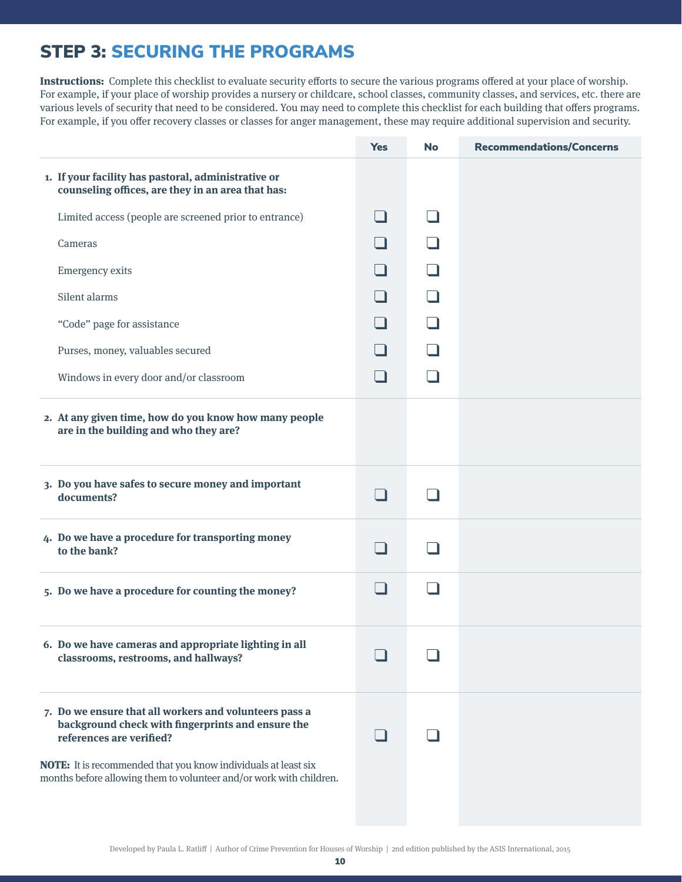# STEP 3: SECURING THE PROGRAMS

**Instructions:** Complete this checklist to evaluate security efforts to secure the various programs offered at your place of worship. For example, if your place of worship provides a nursery or childcare, school classes, community classes, and services, etc. there are various levels of security that need to be considered. You may need to complete this checklist for each building that offers programs. For example, if you offer recovery classes or classes for anger management, these may require additional supervision and security.

| | Yes | No | Recommendations/Concerns |
|---|---|---|---|
| **1. If your facility has pastoral, administrative or counseling offices, are they in an area that has:** | | | |
| Limited access (people are screened prior to entrance) | ❑ | ❑ | |
| Cameras | ❑ | ❑ | |
| Emergency exits | ❑ | ❑ | |
| Silent alarms | ❑ | ❑ | |
| "Code" page for assistance | ❑ | ❑ | |
| Purses, money, valuables secured | ❑ | ❑ | |
| Windows in every door and/or classroom | ❑ | ❑ | |
| **2. At any given time, how do you know how many people are in the building and who they are?** | | | |
| **3. Do you have safes to secure money and important documents?** | ❑ | ❑ | |
| **4. Do we have a procedure for transporting money to the bank?** | ❑ | ❑ | |
| **5. Do we have a procedure for counting the money?** | ❑ | ❑ | |
| **6. Do we have cameras and appropriate lighting in all classrooms, restrooms, and hallways?** | ❑ | ❑ | |
| **7. Do we ensure that all workers and volunteers pass a background check with fingerprints and ensure the references are verified?** **NOTE:** It is recommended that you know individuals at least six months before allowing them to volunteer and/or work with children. | ❑ | ❑ | |

Developed by Paula L. Ratliff | Author of Crime Prevention for Houses of Worship | 2nd edition published by the ASIS International, 2015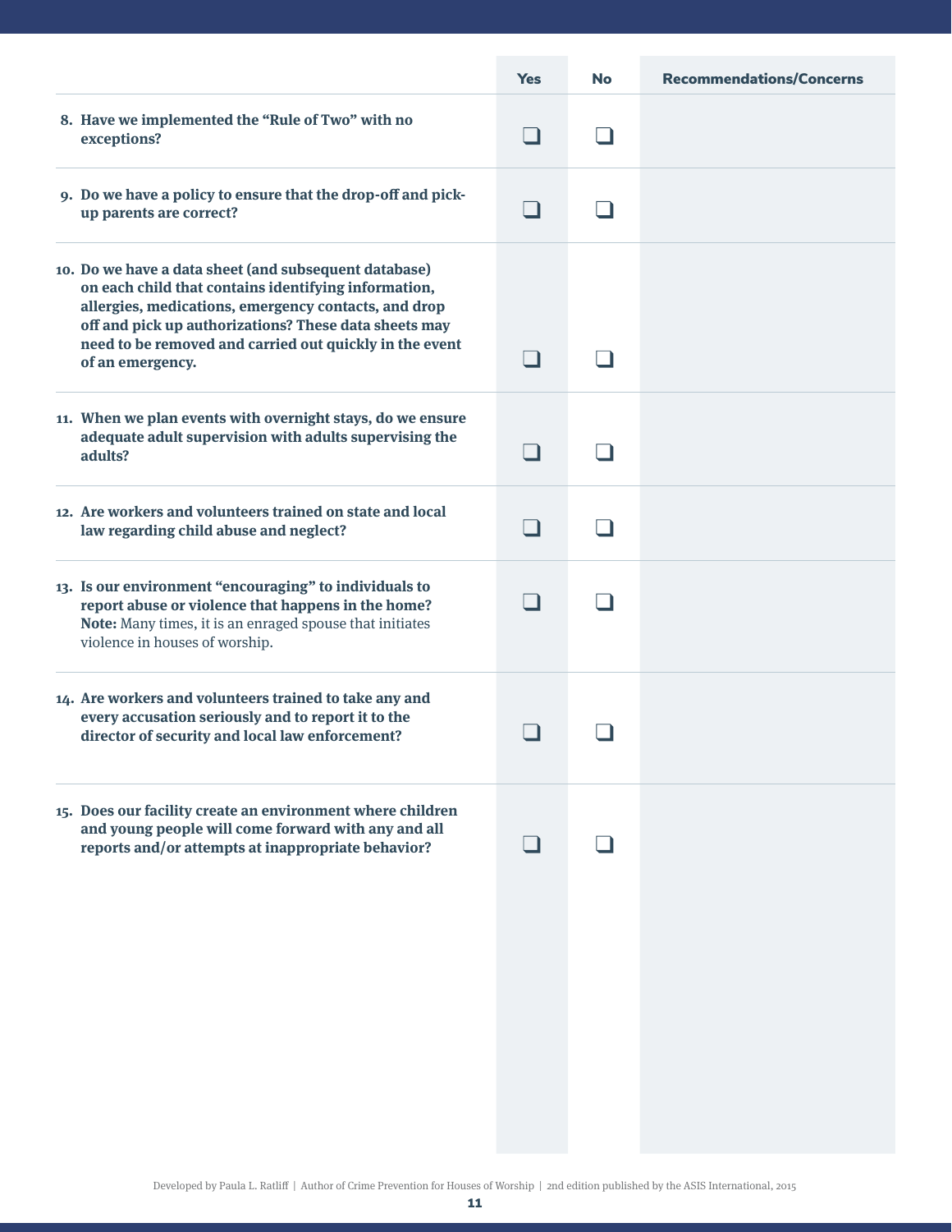| | Yes | No | Recommendations/Concerns |
|---|---|---|---|
| **8. Have we implemented the "Rule of Two" with no exceptions?** | ❑ | ❑ | |
| **9. Do we have a policy to ensure that the drop-off and pick-up parents are correct?** | ❑ | ❑ | |
| **10. Do we have a data sheet (and subsequent database) on each child that contains identifying information, allergies, medications, emergency contacts, and drop off and pick up authorizations? These data sheets may need to be removed and carried out quickly in the event of an emergency.** | ❑ | ❑ | |
| **11. When we plan events with overnight stays, do we ensure adequate adult supervision with adults supervising the adults?** | ❑ | ❑ | |
| **12. Are workers and volunteers trained on state and local law regarding child abuse and neglect?** | ❑ | ❑ | |
| **13. Is our environment "encouraging" to individuals to report abuse or violence that happens in the home?** **Note:** Many times, it is an enraged spouse that initiates violence in houses of worship. | ❑ | ❑ | |
| **14. Are workers and volunteers trained to take any and every accusation seriously and to report it to the director of security and local law enforcement?** | ❑ | ❑ | |
| **15. Does our facility create an environment where children and young people will come forward with any and all reports and/or attempts at inappropriate behavior?** | ❑ | ❑ | |

Developed by Paula L. Ratliff | Author of Crime Prevention for Houses of Worship | 2nd edition published by the ASIS International, 2015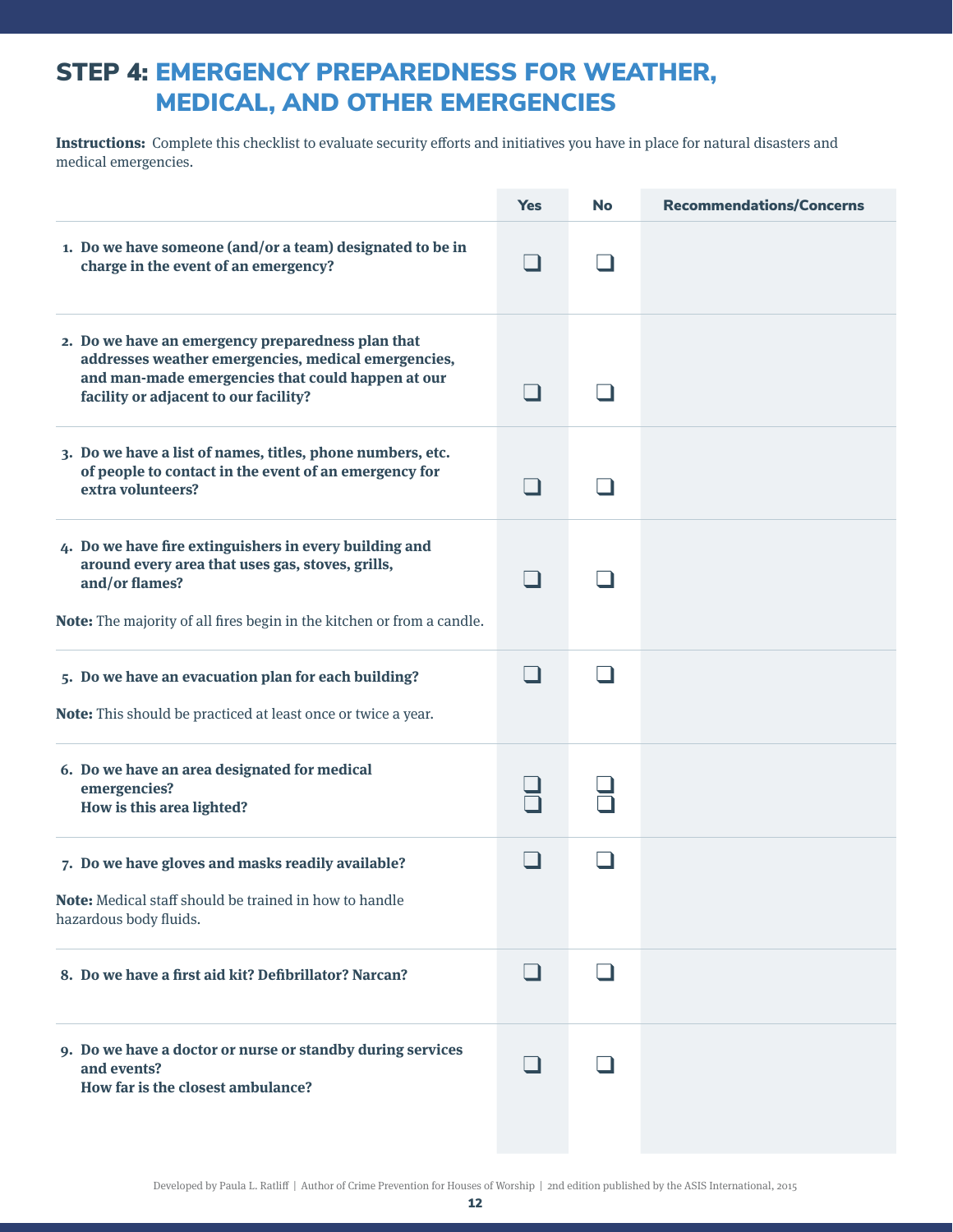# STEP 4: EMERGENCY PREPAREDNESS FOR WEATHER, MEDICAL, AND OTHER EMERGENCIES

**Instructions:** Complete this checklist to evaluate security efforts and initiatives you have in place for natural disasters and medical emergencies.

| | Yes | No | Recommendations/Concerns |
|---|---|---|---|
| **1. Do we have someone (and/or a team) designated to be in charge in the event of an emergency?** | ❑ | ❑ | |
| **2. Do we have an emergency preparedness plan that addresses weather emergencies, medical emergencies, and man-made emergencies that could happen at our facility or adjacent to our facility?** | ❑ | ❑ | |
| **3. Do we have a list of names, titles, phone numbers, etc. of people to contact in the event of an emergency for extra volunteers?** | ❑ | ❑ | |
| **4. Do we have fire extinguishers in every building and around every area that uses gas, stoves, grills, and/or flames?** <br><br> **Note:** The majority of all fires begin in the kitchen or from a candle. | ❑ | ❑ | |
| **5. Do we have an evacuation plan for each building?** <br><br> **Note:** This should be practiced at least once or twice a year. | ❑ | ❑ | |
| **6. Do we have an area designated for medical emergencies?** <br> **How is this area lighted?** | ❑ <br> ❑ | ❑ <br> ❑ | |
| **7. Do we have gloves and masks readily available?** <br><br> **Note:** Medical staff should be trained in how to handle hazardous body fluids. | ❑ | ❑ | |
| **8. Do we have a first aid kit? Defibrillator? Narcan?** | ❑ | ❑ | |
| **9. Do we have a doctor or nurse or standby during services and events?** <br> **How far is the closest ambulance?** | ❑ | ❑ | |

Developed by Paula L. Ratliff | Author of Crime Prevention for Houses of Worship | 2nd edition published by the ASIS International, 2015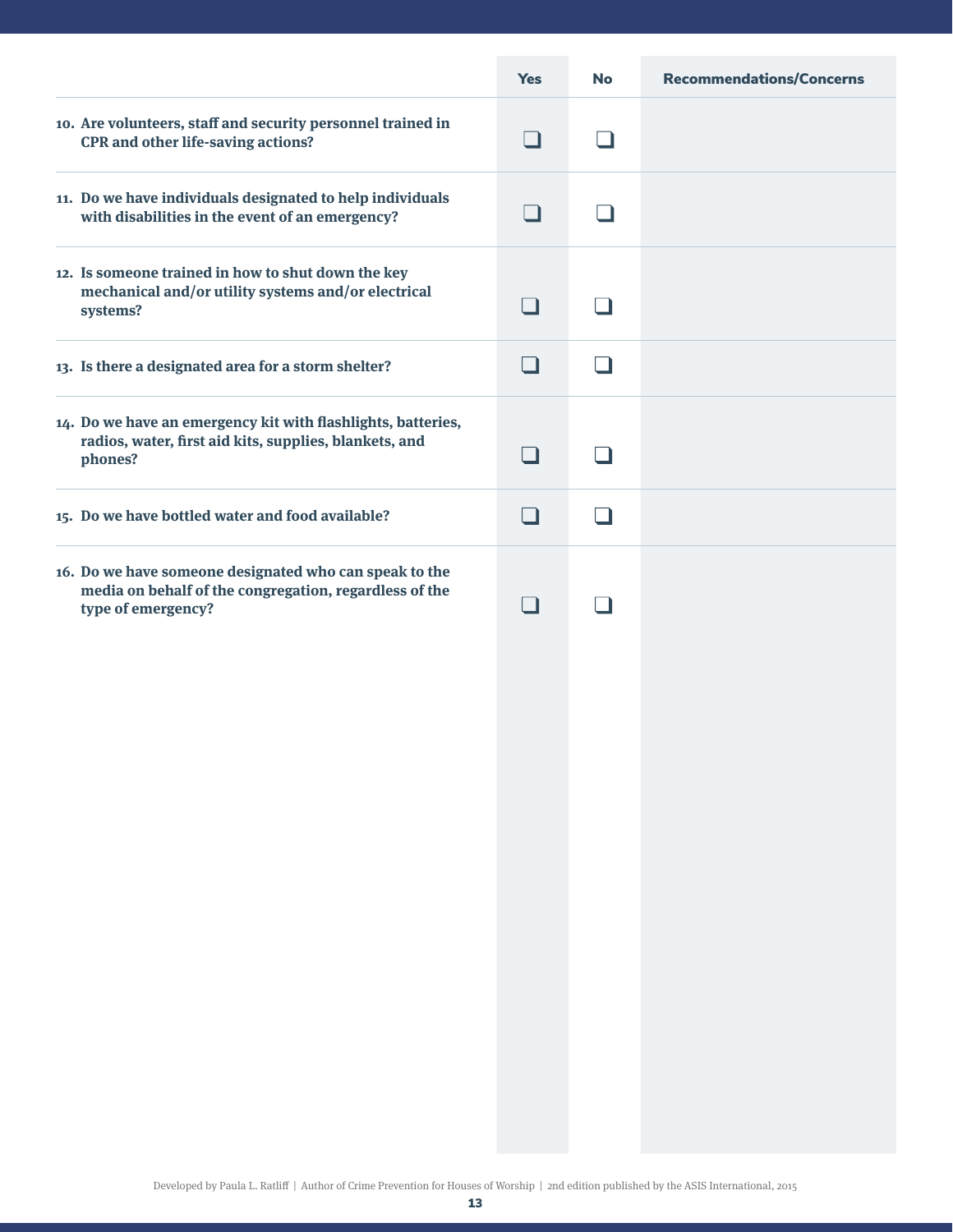| | Yes | No | Recommendations/Concerns |
|---|---|---|---|
| **10. Are volunteers, staff and security personnel trained in CPR and other life-saving actions?** | ❑ | ❑ | |
| **11. Do we have individuals designated to help individuals with disabilities in the event of an emergency?** | ❑ | ❑ | |
| **12. Is someone trained in how to shut down the key mechanical and/or utility systems and/or electrical systems?** | ❑ | ❑ | |
| **13. Is there a designated area for a storm shelter?** | ❑ | ❑ | |
| **14. Do we have an emergency kit with flashlights, batteries, radios, water, first aid kits, supplies, blankets, and phones?** | ❑ | ❑ | |
| **15. Do we have bottled water and food available?** | ❑ | ❑ | |
| **16. Do we have someone designated who can speak to the media on behalf of the congregation, regardless of the type of emergency?** | ❑ | ❑ | |

Developed by Paula L. Ratliff | Author of Crime Prevention for Houses of Worship | 2nd edition published by the ASIS International, 2015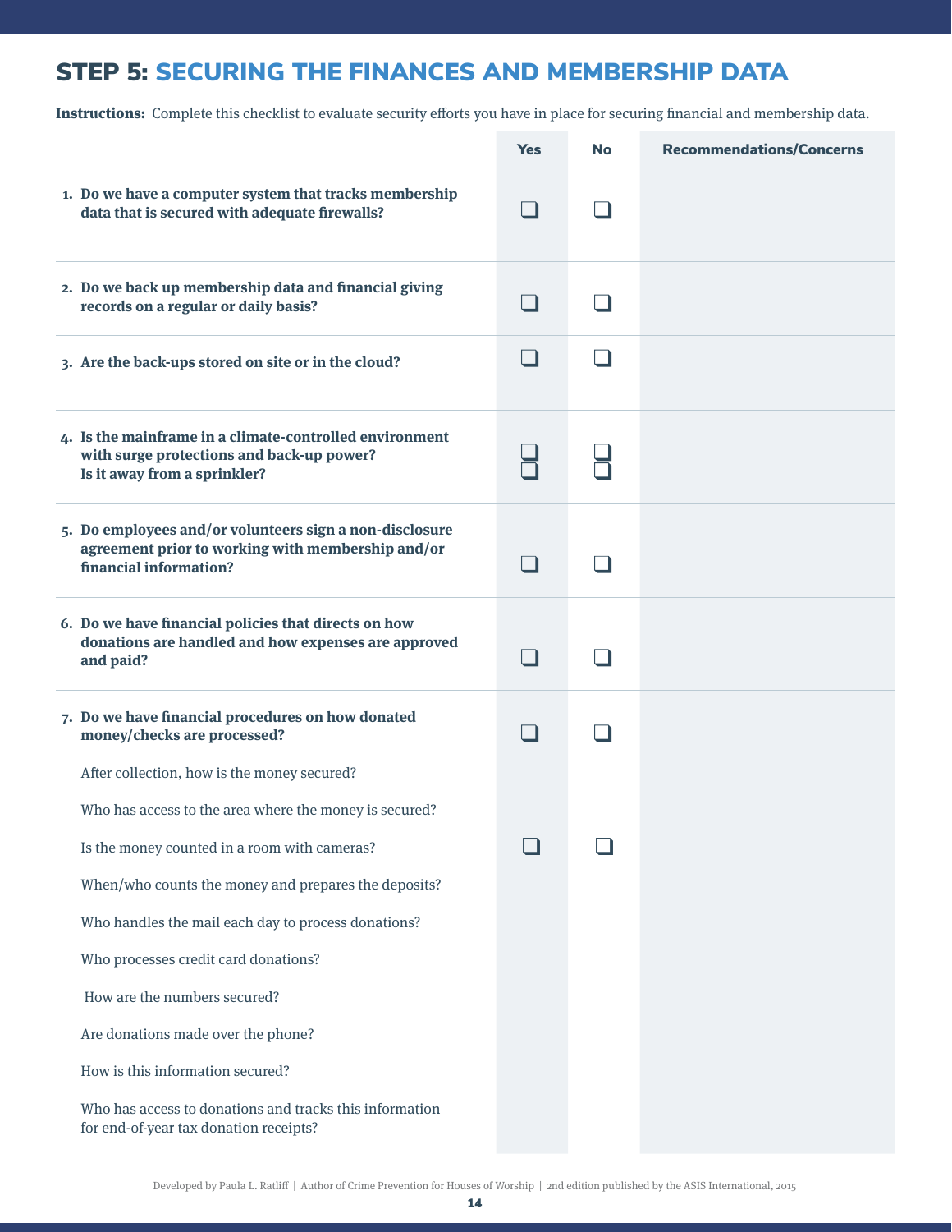## STEP 5: SECURING THE FINANCES AND MEMBERSHIP DATA

**Instructions:** Complete this checklist to evaluate security efforts you have in place for securing financial and membership data.

| | Yes | No | Recommendations/Concerns |
|---|---|---|---|
| **1. Do we have a computer system that tracks membership data that is secured with adequate firewalls?** | ❑ | ❑ | |
| **2. Do we back up membership data and financial giving records on a regular or daily basis?** | ❑ | ❑ | |
| **3. Are the back-ups stored on site or in the cloud?** | ❑ | ❑ | |
| **4. Is the mainframe in a climate-controlled environment with surge protections and back-up power? Is it away from a sprinkler?** | ❑ ❑ | ❑ ❑ | |
| **5. Do employees and/or volunteers sign a non-disclosure agreement prior to working with membership and/or financial information?** | ❑ | ❑ | |
| **6. Do we have financial policies that directs on how donations are handled and how expenses are approved and paid?** | ❑ | ❑ | |
| **7. Do we have financial procedures on how donated money/checks are processed?** | ❑ | ❑ | |
| After collection, how is the money secured? | | | |
| Who has access to the area where the money is secured? | | | |
| Is the money counted in a room with cameras? | ❑ | ❑ | |
| When/who counts the money and prepares the deposits? | | | |
| Who handles the mail each day to process donations? | | | |
| Who processes credit card donations? | | | |
| How are the numbers secured? | | | |
| Are donations made over the phone? | | | |
| How is this information secured? | | | |
| Who has access to donations and tracks this information for end-of-year tax donation receipts? | | | |

Developed by Paula L. Ratliff | Author of Crime Prevention for Houses of Worship | 2nd edition published by the ASIS International, 2015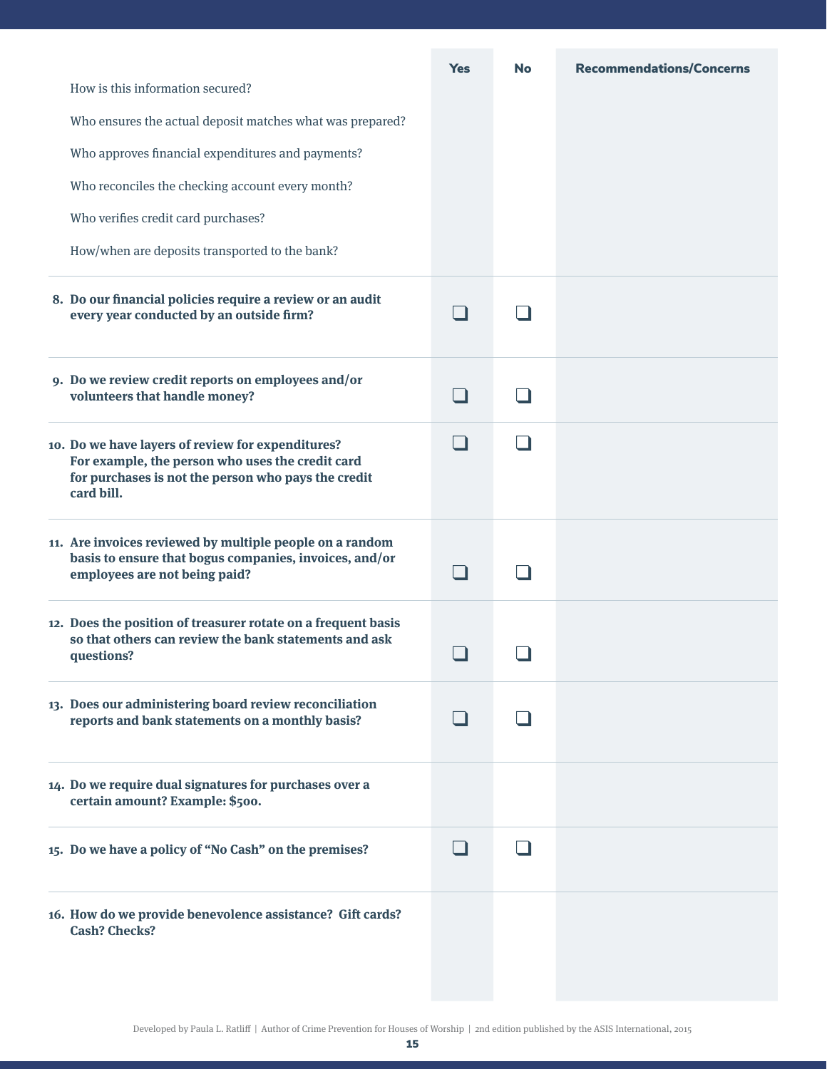| | Yes | No | Recommendations/Concerns |
|---|---|---|---|
| How is this information secured?<br>Who ensures the actual deposit matches what was prepared?<br>Who approves financial expenditures and payments?<br>Who reconciles the checking account every month?<br>Who verifies credit card purchases?<br>How/when are deposits transported to the bank? | | | |
| **8. Do our financial policies require a review or an audit every year conducted by an outside firm?** | ❑ | ❑ | |
| **9. Do we review credit reports on employees and/or volunteers that handle money?** | ❑ | ❑ | |
| **10. Do we have layers of review for expenditures? For example, the person who uses the credit card for purchases is not the person who pays the credit card bill.** | ❑ | ❑ | |
| **11. Are invoices reviewed by multiple people on a random basis to ensure that bogus companies, invoices, and/or employees are not being paid?** | ❑ | ❑ | |
| **12. Does the position of treasurer rotate on a frequent basis so that others can review the bank statements and ask questions?** | ❑ | ❑ | |
| **13. Does our administering board review reconciliation reports and bank statements on a monthly basis?** | ❑ | ❑ | |
| **14. Do we require dual signatures for purchases over a certain amount? Example: $500.** | | | |
| **15. Do we have a policy of "No Cash" on the premises?** | ❑ | ❑ | |
| **16. How do we provide benevolence assistance? Gift cards? Cash? Checks?** | | | |

Developed by Paula L. Ratliff | Author of Crime Prevention for Houses of Worship | 2nd edition published by the ASIS International, 2015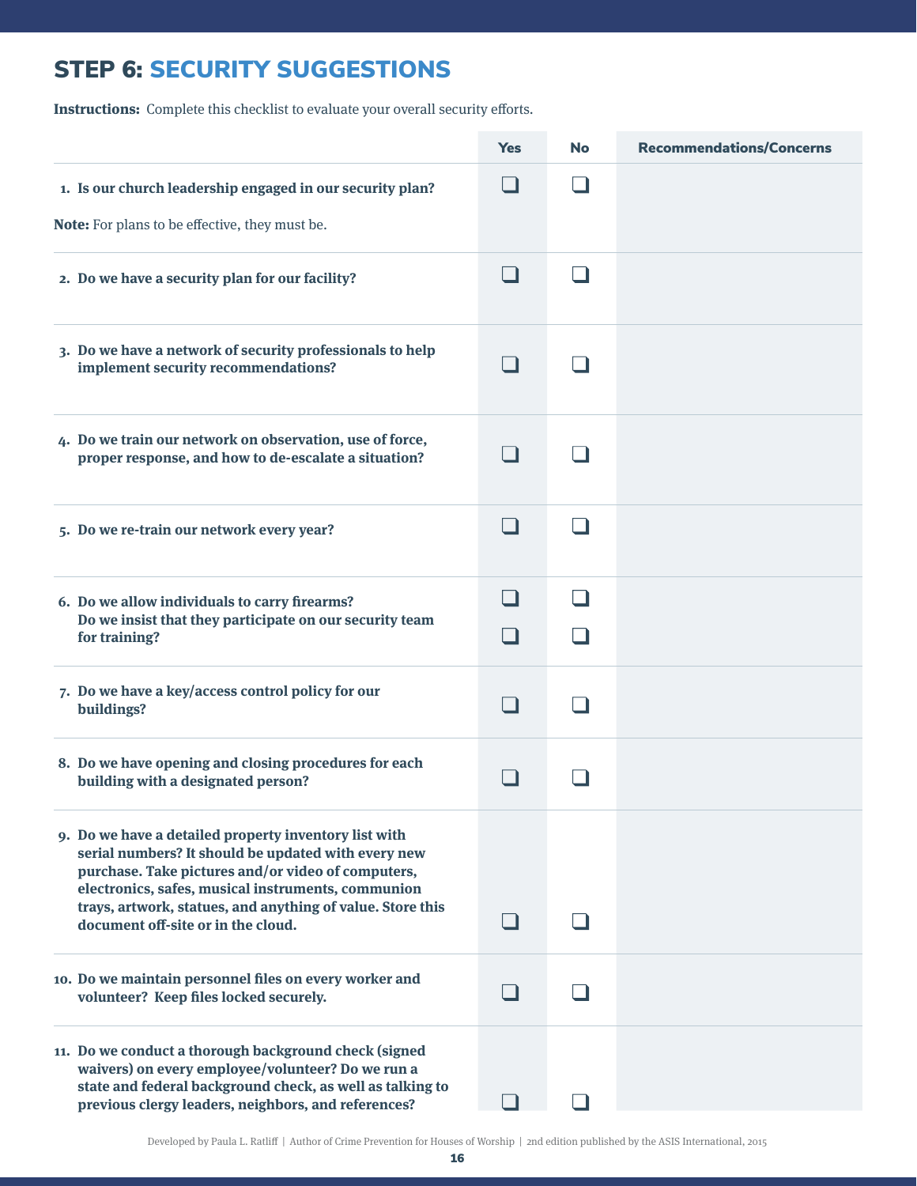## STEP 6: SECURITY SUGGESTIONS

**Instructions:** Complete this checklist to evaluate your overall security efforts.

| | Yes | No | Recommendations/Concerns |
|---|---|---|---|
| **1. Is our church leadership engaged in our security plan?** **Note:** For plans to be effective, they must be. | ❑ | ❑ | |
| **2. Do we have a security plan for our facility?** | ❑ | ❑ | |
| **3. Do we have a network of security professionals to help implement security recommendations?** | ❑ | ❑ | |
| **4. Do we train our network on observation, use of force, proper response, and how to de-escalate a situation?** | ❑ | ❑ | |
| **5. Do we re-train our network every year?** | ❑ | ❑ | |
| **6. Do we allow individuals to carry firearms?** | ❑ | ❑ | |
| **Do we insist that they participate on our security team for training?** | ❑ | ❑ | |
| **7. Do we have a key/access control policy for our buildings?** | ❑ | ❑ | |
| **8. Do we have opening and closing procedures for each building with a designated person?** | ❑ | ❑ | |
| **9. Do we have a detailed property inventory list with serial numbers? It should be updated with every new purchase. Take pictures and/or video of computers, electronics, safes, musical instruments, communion trays, artwork, statues, and anything of value. Store this document off-site or in the cloud.** | ❑ | ❑ | |
| **10. Do we maintain personnel files on every worker and volunteer? Keep files locked securely.** | ❑ | ❑ | |
| **11. Do we conduct a thorough background check (signed waivers) on every employee/volunteer? Do we run a state and federal background check, as well as talking to previous clergy leaders, neighbors, and references?** | ❑ | ❑ | |

Developed by Paula L. Ratliff | Author of Crime Prevention for Houses of Worship | 2nd edition published by the ASIS International, 2015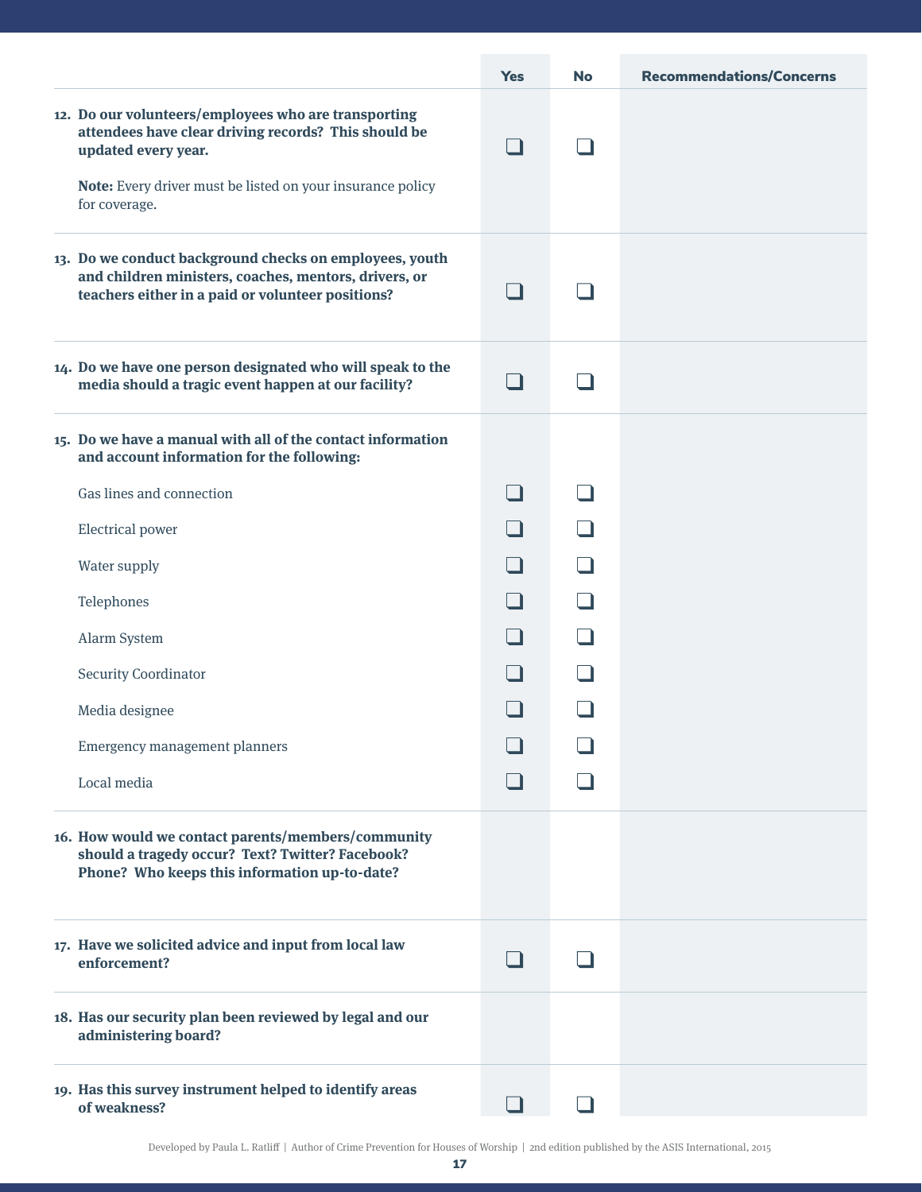| | Yes | No | Recommendations/Concerns |
|---|---|---|---|
| **12. Do our volunteers/employees who are transporting attendees have clear driving records? This should be updated every year.**<br><br>**Note:** Every driver must be listed on your insurance policy for coverage. | ❑ | ❑ | |
| **13. Do we conduct background checks on employees, youth and children ministers, coaches, mentors, drivers, or teachers either in a paid or volunteer positions?** | ❑ | ❑ | |
| **14. Do we have one person designated who will speak to the media should a tragic event happen at our facility?** | ❑ | ❑ | |
| **15. Do we have a manual with all of the contact information and account information for the following:** | | | |
| Gas lines and connection | ❑ | ❑ | |
| Electrical power | ❑ | ❑ | |
| Water supply | ❑ | ❑ | |
| Telephones | ❑ | ❑ | |
| Alarm System | ❑ | ❑ | |
| Security Coordinator | ❑ | ❑ | |
| Media designee | ❑ | ❑ | |
| Emergency management planners | ❑ | ❑ | |
| Local media | ❑ | ❑ | |
| **16. How would we contact parents/members/community should a tragedy occur? Text? Twitter? Facebook? Phone? Who keeps this information up-to-date?** | | | |
| **17. Have we solicited advice and input from local law enforcement?** | ❑ | ❑ | |
| **18. Has our security plan been reviewed by legal and our administering board?** | | | |
| **19. Has this survey instrument helped to identify areas of weakness?** | ❑ | ❑ | |

Developed by Paula L. Ratliff | Author of Crime Prevention for Houses of Worship | 2nd edition published by the ASIS International, 2015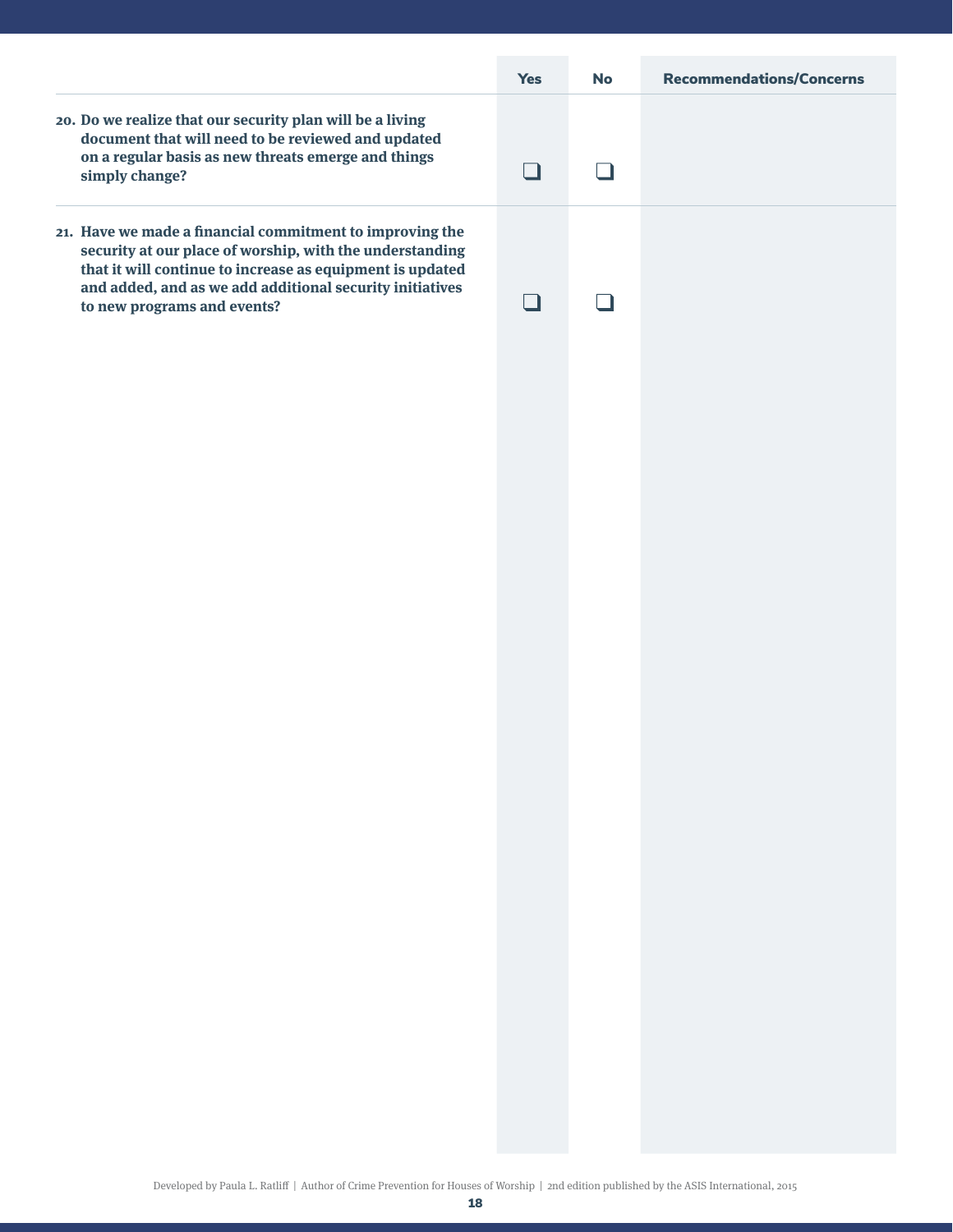| | Yes | No | Recommendations/Concerns |
|---|---|---|---|
| **20. Do we realize that our security plan will be a living document that will need to be reviewed and updated on a regular basis as new threats emerge and things simply change?** | ❑ | ❑ | |
| **21. Have we made a financial commitment to improving the security at our place of worship, with the understanding that it will continue to increase as equipment is updated and added, and as we add additional security initiatives to new programs and events?** | ❑ | ❑ | |

Developed by Paula L. Ratliff | Author of Crime Prevention for Houses of Worship | 2nd edition published by the ASIS International, 2015